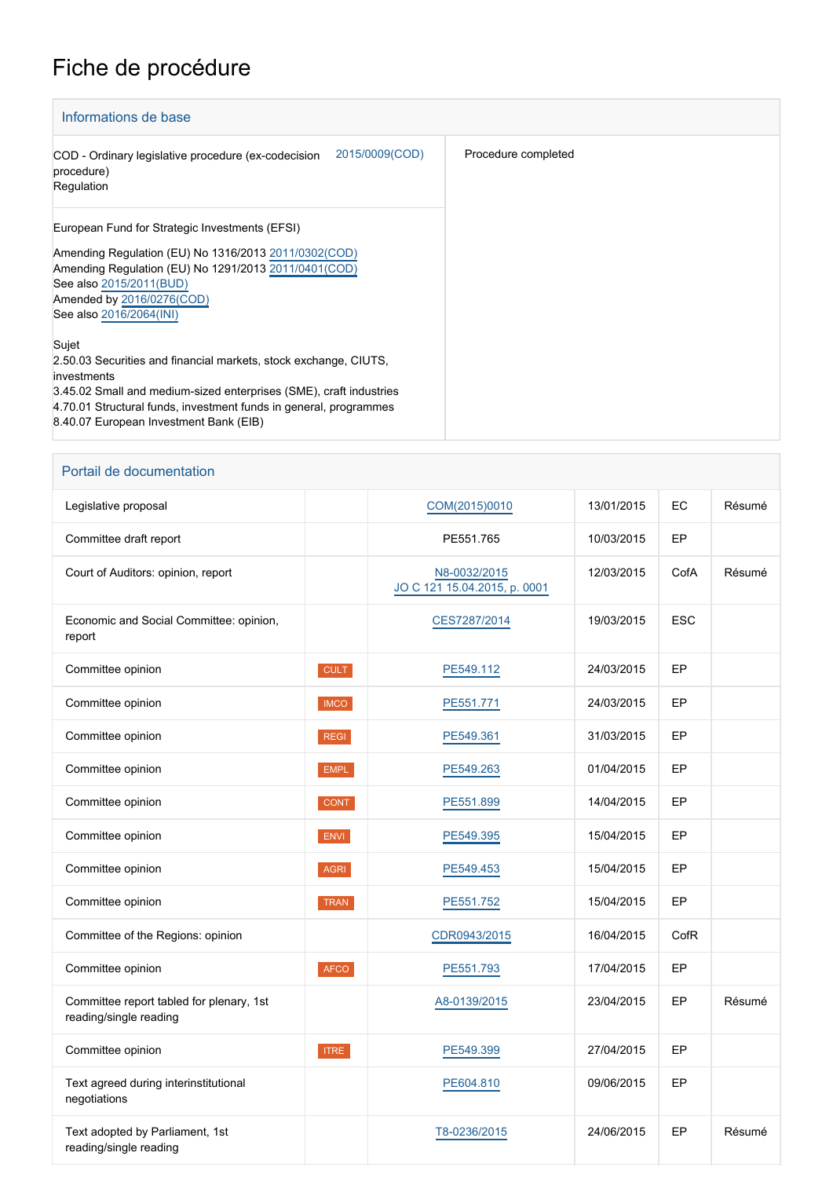# Fiche de procédure

## Informations de base

| | |
|---|---|
| COD - Ordinary legislative procedure (ex-codecision procedure)<br>Regulation 2015/0009(COD) | Procedure completed |
| European Fund for Strategic Investments (EFSI)<br><br>Amending Regulation (EU) No 1316/2013 2011/0302(COD)<br>Amending Regulation (EU) No 1291/2013 2011/0401(COD)<br>See also 2015/2011(BUD)<br>Amended by 2016/0276(COD)<br>See also 2016/2064(INI)<br><br>Sujet<br>2.50.03 Securities and financial markets, stock exchange, CIUTS, investments<br>3.45.02 Small and medium-sized enterprises (SME), craft industries<br>4.70.01 Structural funds, investment funds in general, programmes<br>8.40.07 European Investment Bank (EIB) | |

## Portail de documentation

| | | | | | |
|---|---|---|---|---|---|
| Legislative proposal | | COM(2015)0010 | 13/01/2015 | EC | Résumé |
| Committee draft report | | PE551.765 | 10/03/2015 | EP | |
| Court of Auditors: opinion, report | | N8-0032/2015<br>JO C 121 15.04.2015, p. 0001 | 12/03/2015 | CofA | Résumé |
| Economic and Social Committee: opinion, report | | CES7287/2014 | 19/03/2015 | ESC | |
| Committee opinion | CULT | PE549.112 | 24/03/2015 | EP | |
| Committee opinion | IMCO | PE551.771 | 24/03/2015 | EP | |
| Committee opinion | REGI | PE549.361 | 31/03/2015 | EP | |
| Committee opinion | EMPL | PE549.263 | 01/04/2015 | EP | |
| Committee opinion | CONT | PE551.899 | 14/04/2015 | EP | |
| Committee opinion | ENVI | PE549.395 | 15/04/2015 | EP | |
| Committee opinion | AGRI | PE549.453 | 15/04/2015 | EP | |
| Committee opinion | TRAN | PE551.752 | 15/04/2015 | EP | |
| Committee of the Regions: opinion | | CDR0943/2015 | 16/04/2015 | CofR | |
| Committee opinion | AFCO | PE551.793 | 17/04/2015 | EP | |
| Committee report tabled for plenary, 1st reading/single reading | | A8-0139/2015 | 23/04/2015 | EP | Résumé |
| Committee opinion | ITRE | PE549.399 | 27/04/2015 | EP | |
| Text agreed during interinstitutional negotiations | | PE604.810 | 09/06/2015 | EP | |
| Text adopted by Parliament, 1st reading/single reading | | T8-0236/2015 | 24/06/2015 | EP | Résumé |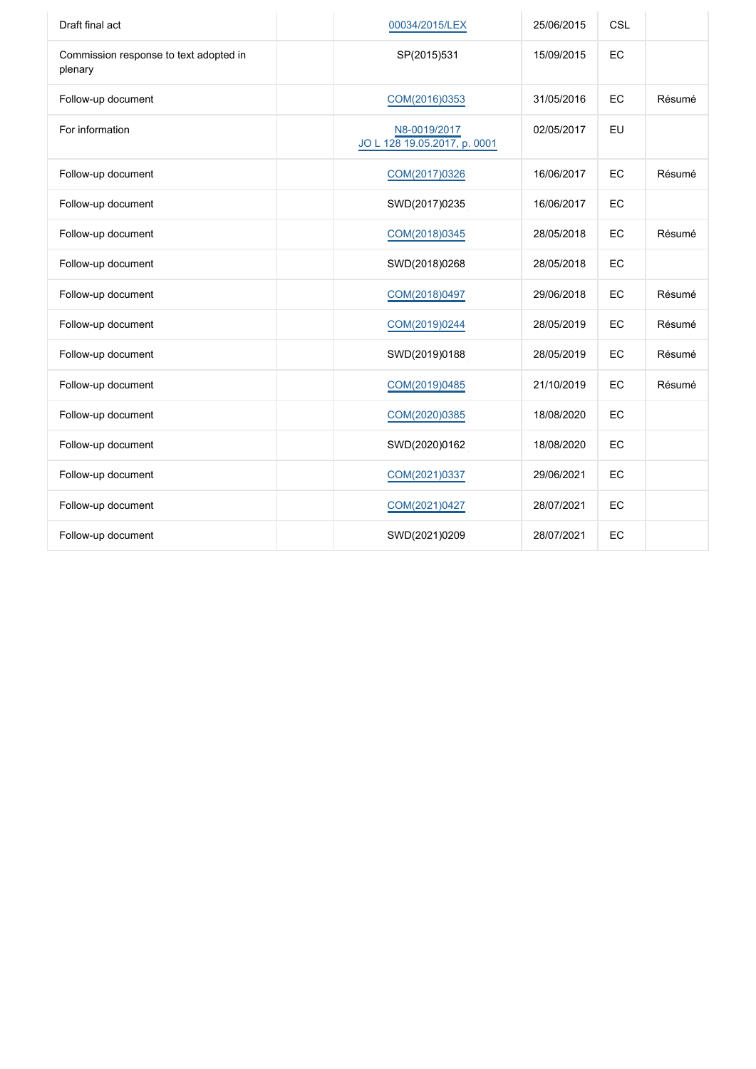| | | | | | |
|---|---|---|---|---|---|
| Draft final act | | 00034/2015/LEX | 25/06/2015 | CSL | |
| Commission response to text adopted in plenary | | SP(2015)531 | 15/09/2015 | EC | |
| Follow-up document | | COM(2016)0353 | 31/05/2016 | EC | Résumé |
| For information | | N8-0019/2017<br>JO L 128 19.05.2017, p. 0001 | 02/05/2017 | EU | |
| Follow-up document | | COM(2017)0326 | 16/06/2017 | EC | Résumé |
| Follow-up document | | SWD(2017)0235 | 16/06/2017 | EC | |
| Follow-up document | | COM(2018)0345 | 28/05/2018 | EC | Résumé |
| Follow-up document | | SWD(2018)0268 | 28/05/2018 | EC | |
| Follow-up document | | COM(2018)0497 | 29/06/2018 | EC | Résumé |
| Follow-up document | | COM(2019)0244 | 28/05/2019 | EC | Résumé |
| Follow-up document | | SWD(2019)0188 | 28/05/2019 | EC | Résumé |
| Follow-up document | | COM(2019)0485 | 21/10/2019 | EC | Résumé |
| Follow-up document | | COM(2020)0385 | 18/08/2020 | EC | |
| Follow-up document | | SWD(2020)0162 | 18/08/2020 | EC | |
| Follow-up document | | COM(2021)0337 | 29/06/2021 | EC | |
| Follow-up document | | COM(2021)0427 | 28/07/2021 | EC | |
| Follow-up document | | SWD(2021)0209 | 28/07/2021 | EC | |